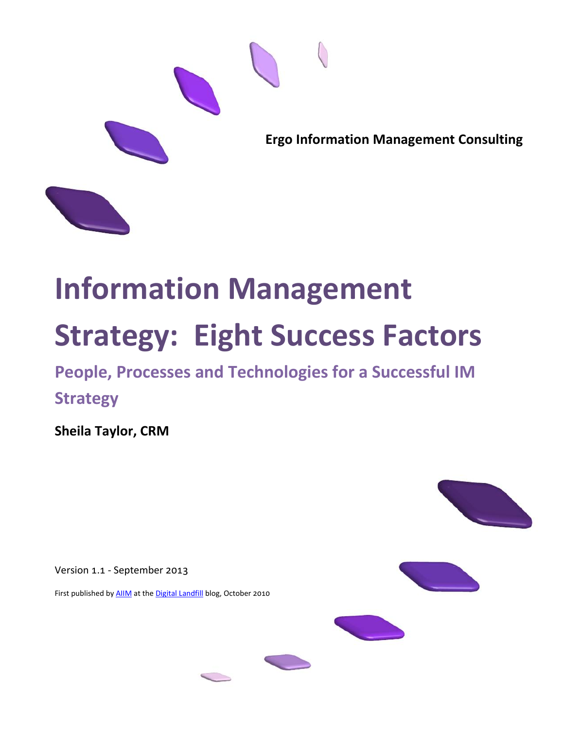**Ergo Information Management Consulting**

# Information Management Strategy: Eight Success Factors

## People, Processes and Technologies for a Successful IM Strategy

**Sheila Taylor, CRM**

Version 1.1 - September 2013

First published by [AIIM] at the [Digital Landfill] blog, October 2010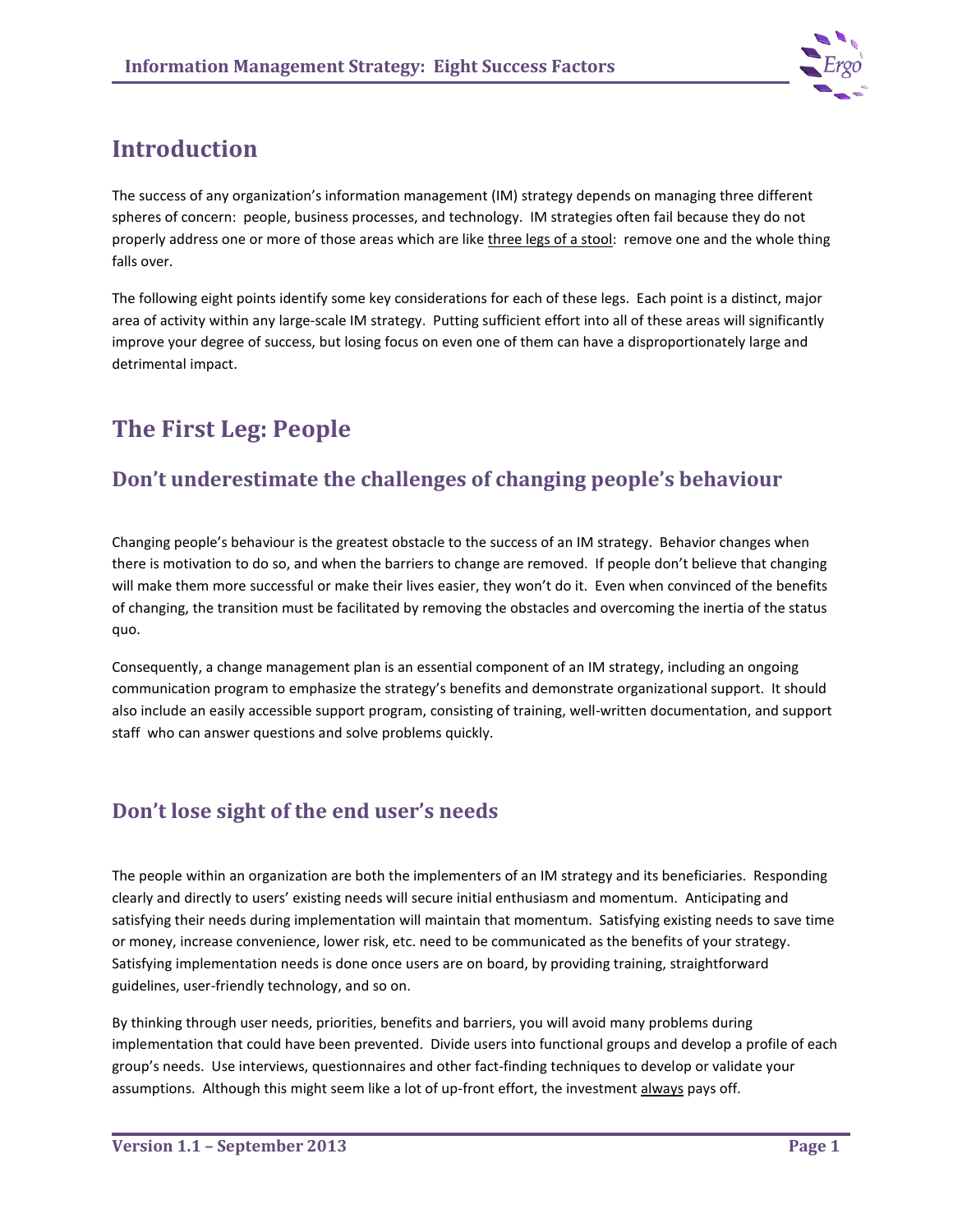# Introduction

The success of any organization's information management (IM) strategy depends on managing three different spheres of concern: people, business processes, and technology. IM strategies often fail because they do not properly address one or more of those areas which are like three legs of a stool: remove one and the whole thing falls over.

The following eight points identify some key considerations for each of these legs. Each point is a distinct, major area of activity within any large-scale IM strategy. Putting sufficient effort into all of these areas will significantly improve your degree of success, but losing focus on even one of them can have a disproportionately large and detrimental impact.

# The First Leg: People

## Don't underestimate the challenges of changing people's behaviour

Changing people's behaviour is the greatest obstacle to the success of an IM strategy. Behavior changes when there is motivation to do so, and when the barriers to change are removed. If people don't believe that changing will make them more successful or make their lives easier, they won't do it. Even when convinced of the benefits of changing, the transition must be facilitated by removing the obstacles and overcoming the inertia of the status quo.

Consequently, a change management plan is an essential component of an IM strategy, including an ongoing communication program to emphasize the strategy's benefits and demonstrate organizational support. It should also include an easily accessible support program, consisting of training, well-written documentation, and support staff who can answer questions and solve problems quickly.

## Don't lose sight of the end user's needs

The people within an organization are both the implementers of an IM strategy and its beneficiaries. Responding clearly and directly to users' existing needs will secure initial enthusiasm and momentum. Anticipating and satisfying their needs during implementation will maintain that momentum. Satisfying existing needs to save time or money, increase convenience, lower risk, etc. need to be communicated as the benefits of your strategy. Satisfying implementation needs is done once users are on board, by providing training, straightforward guidelines, user-friendly technology, and so on.

By thinking through user needs, priorities, benefits and barriers, you will avoid many problems during implementation that could have been prevented. Divide users into functional groups and develop a profile of each group's needs. Use interviews, questionnaires and other fact-finding techniques to develop or validate your assumptions. Although this might seem like a lot of up-front effort, the investment always pays off.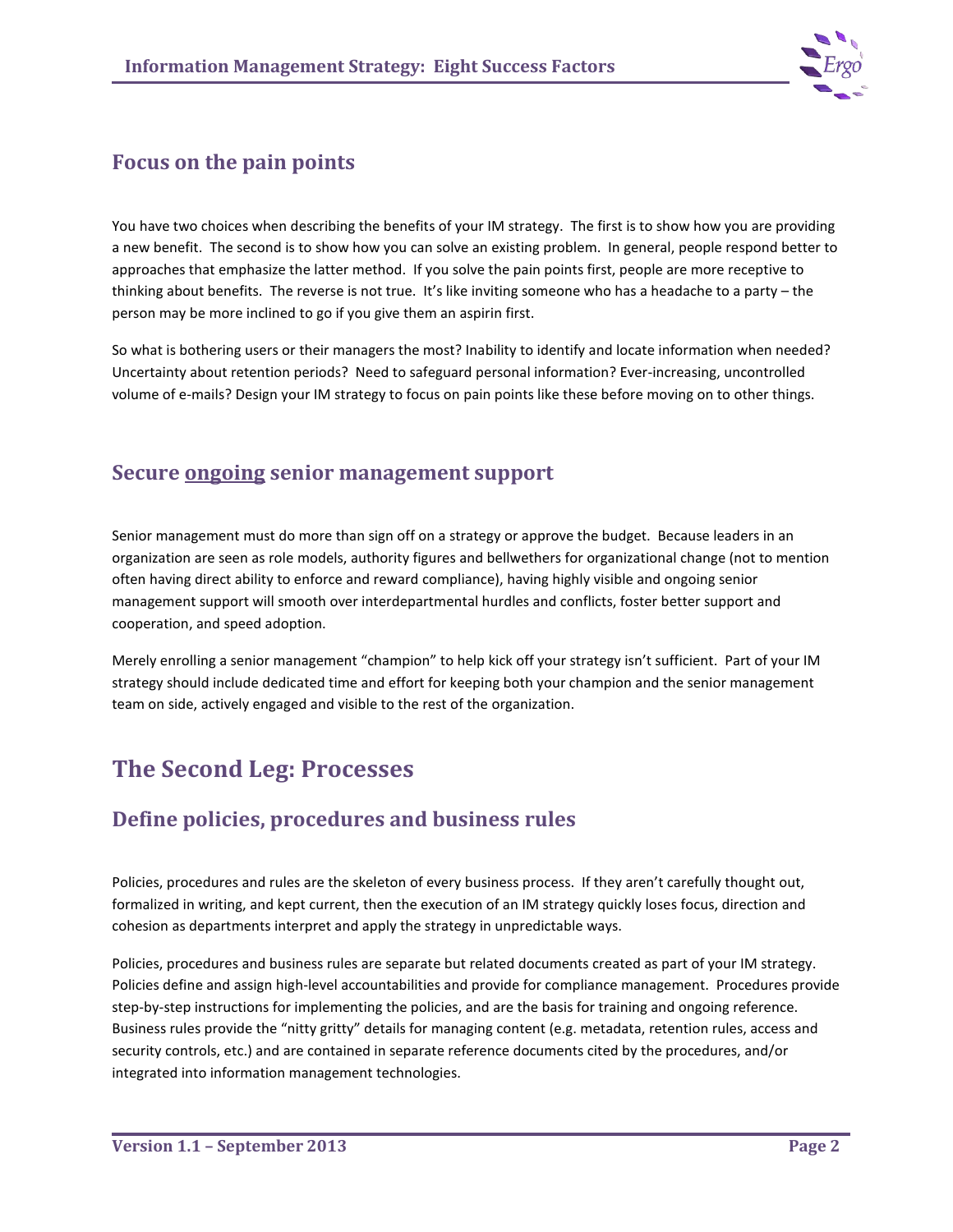## Focus on the pain points

You have two choices when describing the benefits of your IM strategy. The first is to show how you are providing a new benefit. The second is to show how you can solve an existing problem. In general, people respond better to approaches that emphasize the latter method. If you solve the pain points first, people are more receptive to thinking about benefits. The reverse is not true. It's like inviting someone who has a headache to a party – the person may be more inclined to go if you give them an aspirin first.

So what is bothering users or their managers the most? Inability to identify and locate information when needed? Uncertainty about retention periods? Need to safeguard personal information? Ever-increasing, uncontrolled volume of e-mails? Design your IM strategy to focus on pain points like these before moving on to other things.

## Secure <u>ongoing</u> senior management support

Senior management must do more than sign off on a strategy or approve the budget. Because leaders in an organization are seen as role models, authority figures and bellwethers for organizational change (not to mention often having direct ability to enforce and reward compliance), having highly visible and ongoing senior management support will smooth over interdepartmental hurdles and conflicts, foster better support and cooperation, and speed adoption.

Merely enrolling a senior management "champion" to help kick off your strategy isn't sufficient. Part of your IM strategy should include dedicated time and effort for keeping both your champion and the senior management team on side, actively engaged and visible to the rest of the organization.

# The Second Leg: Processes

## Define policies, procedures and business rules

Policies, procedures and rules are the skeleton of every business process. If they aren't carefully thought out, formalized in writing, and kept current, then the execution of an IM strategy quickly loses focus, direction and cohesion as departments interpret and apply the strategy in unpredictable ways.

Policies, procedures and business rules are separate but related documents created as part of your IM strategy. Policies define and assign high-level accountabilities and provide for compliance management. Procedures provide step-by-step instructions for implementing the policies, and are the basis for training and ongoing reference. Business rules provide the "nitty gritty" details for managing content (e.g. metadata, retention rules, access and security controls, etc.) and are contained in separate reference documents cited by the procedures, and/or integrated into information management technologies.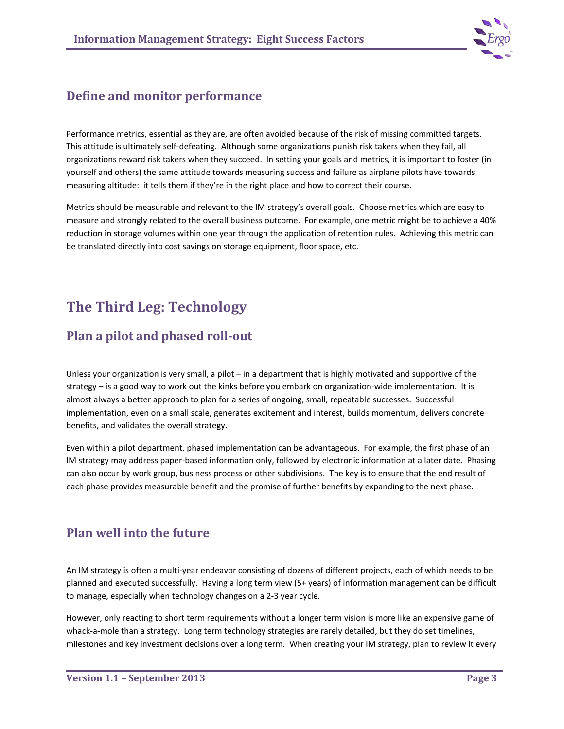## Define and monitor performance

Performance metrics, essential as they are, are often avoided because of the risk of missing committed targets. This attitude is ultimately self-defeating. Although some organizations punish risk takers when they fail, all organizations reward risk takers when they succeed. In setting your goals and metrics, it is important to foster (in yourself and others) the same attitude towards measuring success and failure as airplane pilots have towards measuring altitude: it tells them if they're in the right place and how to correct their course.

Metrics should be measurable and relevant to the IM strategy's overall goals. Choose metrics which are easy to measure and strongly related to the overall business outcome. For example, one metric might be to achieve a 40% reduction in storage volumes within one year through the application of retention rules. Achieving this metric can be translated directly into cost savings on storage equipment, floor space, etc.

# The Third Leg: Technology

## Plan a pilot and phased roll-out

Unless your organization is very small, a pilot – in a department that is highly motivated and supportive of the strategy – is a good way to work out the kinks before you embark on organization-wide implementation. It is almost always a better approach to plan for a series of ongoing, small, repeatable successes. Successful implementation, even on a small scale, generates excitement and interest, builds momentum, delivers concrete benefits, and validates the overall strategy.

Even within a pilot department, phased implementation can be advantageous. For example, the first phase of an IM strategy may address paper-based information only, followed by electronic information at a later date. Phasing can also occur by work group, business process or other subdivisions. The key is to ensure that the end result of each phase provides measurable benefit and the promise of further benefits by expanding to the next phase.

## Plan well into the future

An IM strategy is often a multi-year endeavor consisting of dozens of different projects, each of which needs to be planned and executed successfully. Having a long term view (5+ years) of information management can be difficult to manage, especially when technology changes on a 2-3 year cycle.

However, only reacting to short term requirements without a longer term vision is more like an expensive game of whack-a-mole than a strategy. Long term technology strategies are rarely detailed, but they do set timelines, milestones and key investment decisions over a long term. When creating your IM strategy, plan to review it every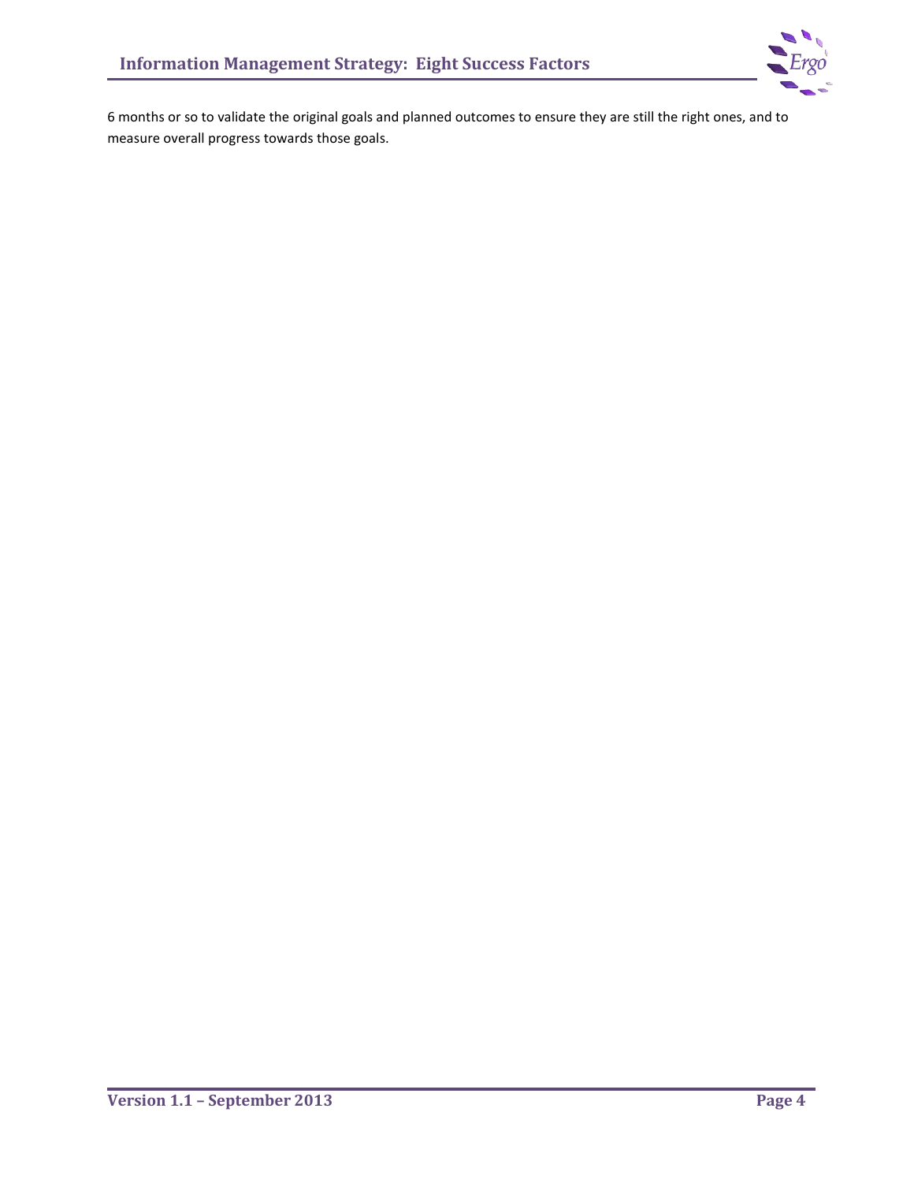6 months or so to validate the original goals and planned outcomes to ensure they are still the right ones, and to measure overall progress towards those goals.